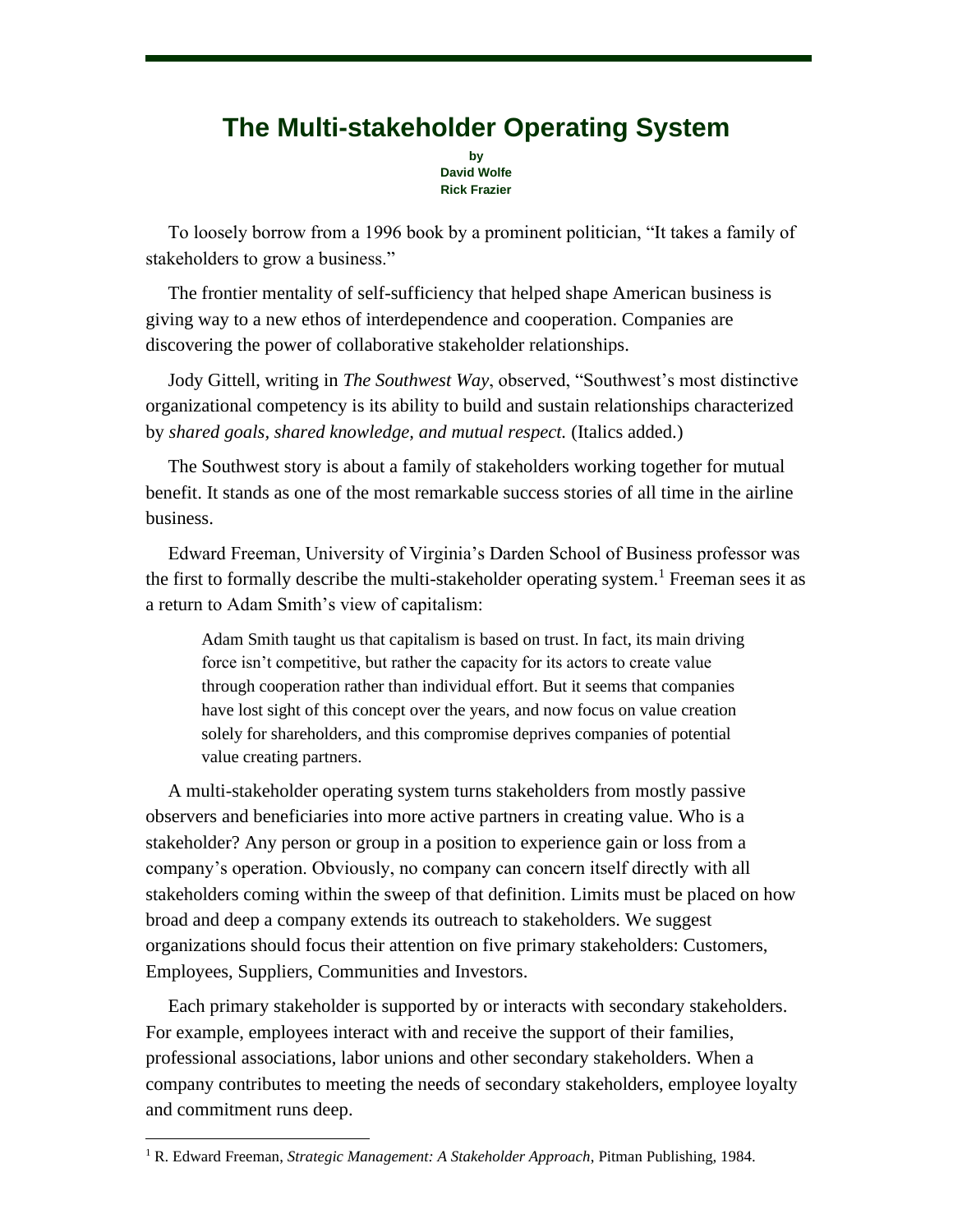# The Multi-stakeholder Operating System

**by**
**David Wolfe**
**Rick Frazier**

To loosely borrow from a 1996 book by a prominent politician, "It takes a family of stakeholders to grow a business."

The frontier mentality of self-sufficiency that helped shape American business is giving way to a new ethos of interdependence and cooperation. Companies are discovering the power of collaborative stakeholder relationships.

Jody Gittell, writing in *The Southwest Way*, observed, "Southwest's most distinctive organizational competency is its ability to build and sustain relationships characterized by *shared goals, shared knowledge, and mutual respect.* (Italics added.)

The Southwest story is about a family of stakeholders working together for mutual benefit. It stands as one of the most remarkable success stories of all time in the airline business.

Edward Freeman, University of Virginia's Darden School of Business professor was the first to formally describe the multi-stakeholder operating system.[1] Freeman sees it as a return to Adam Smith's view of capitalism:

> Adam Smith taught us that capitalism is based on trust. In fact, its main driving force isn't competitive, but rather the capacity for its actors to create value through cooperation rather than individual effort. But it seems that companies have lost sight of this concept over the years, and now focus on value creation solely for shareholders, and this compromise deprives companies of potential value creating partners.

A multi-stakeholder operating system turns stakeholders from mostly passive observers and beneficiaries into more active partners in creating value. Who is a stakeholder? Any person or group in a position to experience gain or loss from a company's operation. Obviously, no company can concern itself directly with all stakeholders coming within the sweep of that definition. Limits must be placed on how broad and deep a company extends its outreach to stakeholders. We suggest organizations should focus their attention on five primary stakeholders: Customers, Employees, Suppliers, Communities and Investors.

Each primary stakeholder is supported by or interacts with secondary stakeholders. For example, employees interact with and receive the support of their families, professional associations, labor unions and other secondary stakeholders. When a company contributes to meeting the needs of secondary stakeholders, employee loyalty and commitment runs deep.

---

[1] R. Edward Freeman, *Strategic Management: A Stakeholder Approach*, Pitman Publishing, 1984.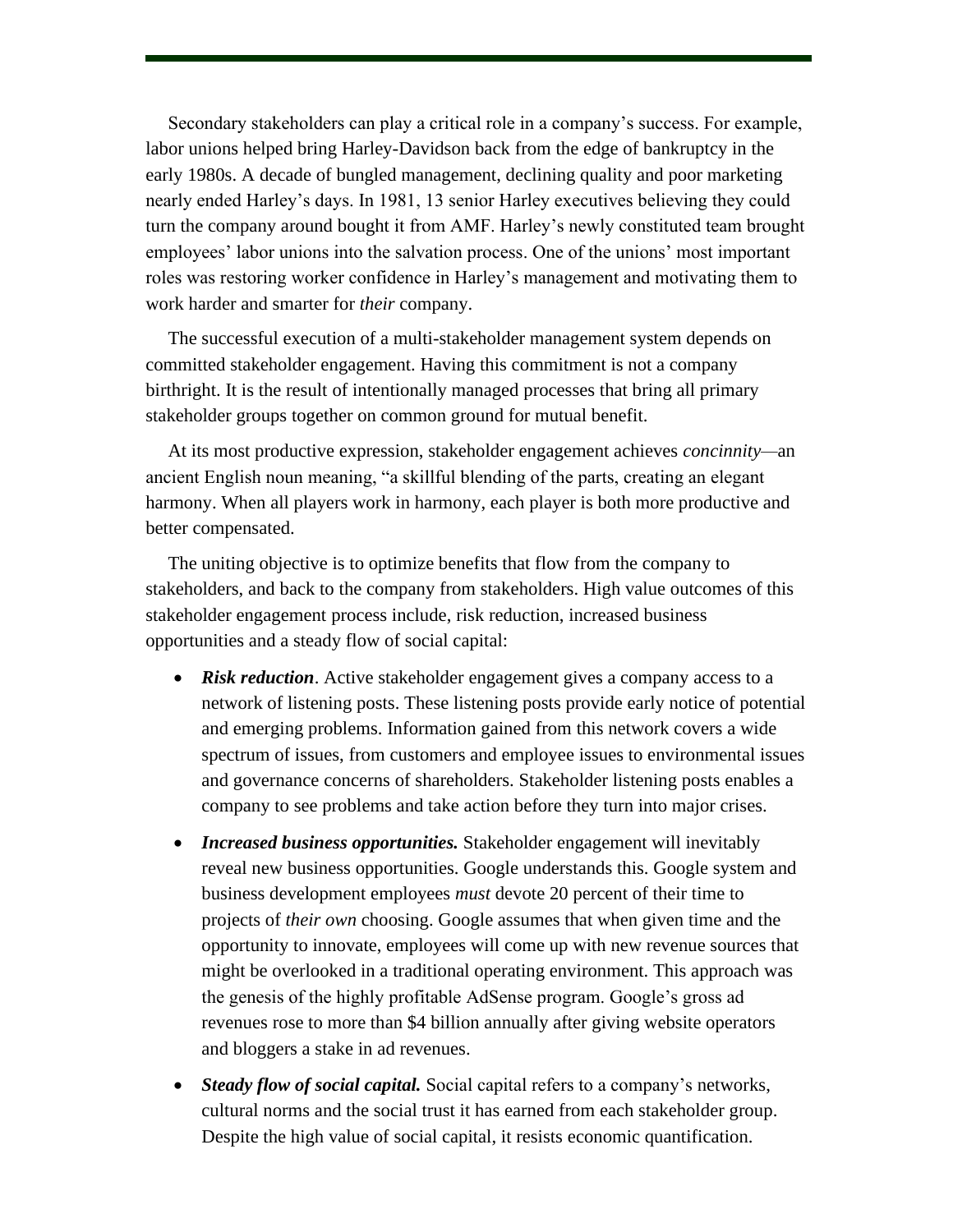Secondary stakeholders can play a critical role in a company's success. For example, labor unions helped bring Harley-Davidson back from the edge of bankruptcy in the early 1980s. A decade of bungled management, declining quality and poor marketing nearly ended Harley's days. In 1981, 13 senior Harley executives believing they could turn the company around bought it from AMF. Harley's newly constituted team brought employees' labor unions into the salvation process. One of the unions' most important roles was restoring worker confidence in Harley's management and motivating them to work harder and smarter for *their* company.

The successful execution of a multi-stakeholder management system depends on committed stakeholder engagement. Having this commitment is not a company birthright. It is the result of intentionally managed processes that bring all primary stakeholder groups together on common ground for mutual benefit.

At its most productive expression, stakeholder engagement achieves *concinnity*—an ancient English noun meaning, "a skillful blending of the parts, creating an elegant harmony. When all players work in harmony, each player is both more productive and better compensated.

The uniting objective is to optimize benefits that flow from the company to stakeholders, and back to the company from stakeholders. High value outcomes of this stakeholder engagement process include, risk reduction, increased business opportunities and a steady flow of social capital:

- ***Risk reduction***. Active stakeholder engagement gives a company access to a network of listening posts. These listening posts provide early notice of potential and emerging problems. Information gained from this network covers a wide spectrum of issues, from customers and employee issues to environmental issues and governance concerns of shareholders. Stakeholder listening posts enables a company to see problems and take action before they turn into major crises.
- ***Increased business opportunities.*** Stakeholder engagement will inevitably reveal new business opportunities. Google understands this. Google system and business development employees *must* devote 20 percent of their time to projects of *their own* choosing. Google assumes that when given time and the opportunity to innovate, employees will come up with new revenue sources that might be overlooked in a traditional operating environment. This approach was the genesis of the highly profitable AdSense program. Google's gross ad revenues rose to more than $4 billion annually after giving website operators and bloggers a stake in ad revenues.
- ***Steady flow of social capital.*** Social capital refers to a company's networks, cultural norms and the social trust it has earned from each stakeholder group. Despite the high value of social capital, it resists economic quantification.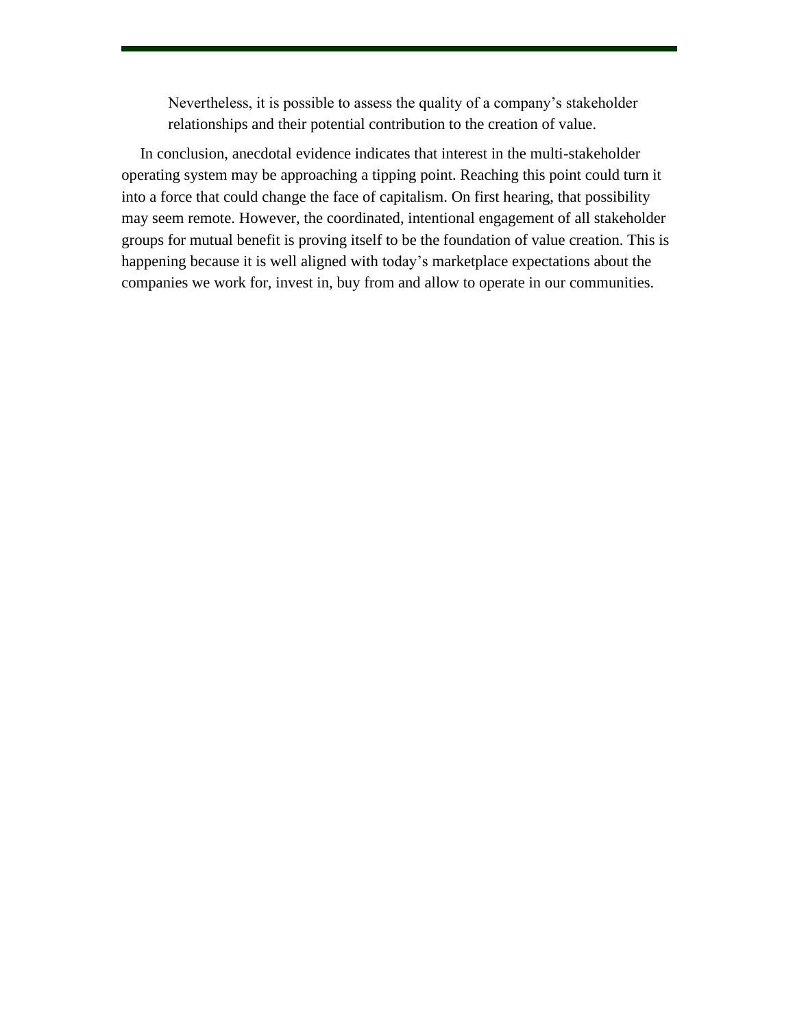> Nevertheless, it is possible to assess the quality of a company's stakeholder relationships and their potential contribution to the creation of value.

In conclusion, anecdotal evidence indicates that interest in the multi-stakeholder operating system may be approaching a tipping point. Reaching this point could turn it into a force that could change the face of capitalism. On first hearing, that possibility may seem remote. However, the coordinated, intentional engagement of all stakeholder groups for mutual benefit is proving itself to be the foundation of value creation. This is happening because it is well aligned with today's marketplace expectations about the companies we work for, invest in, buy from and allow to operate in our communities.